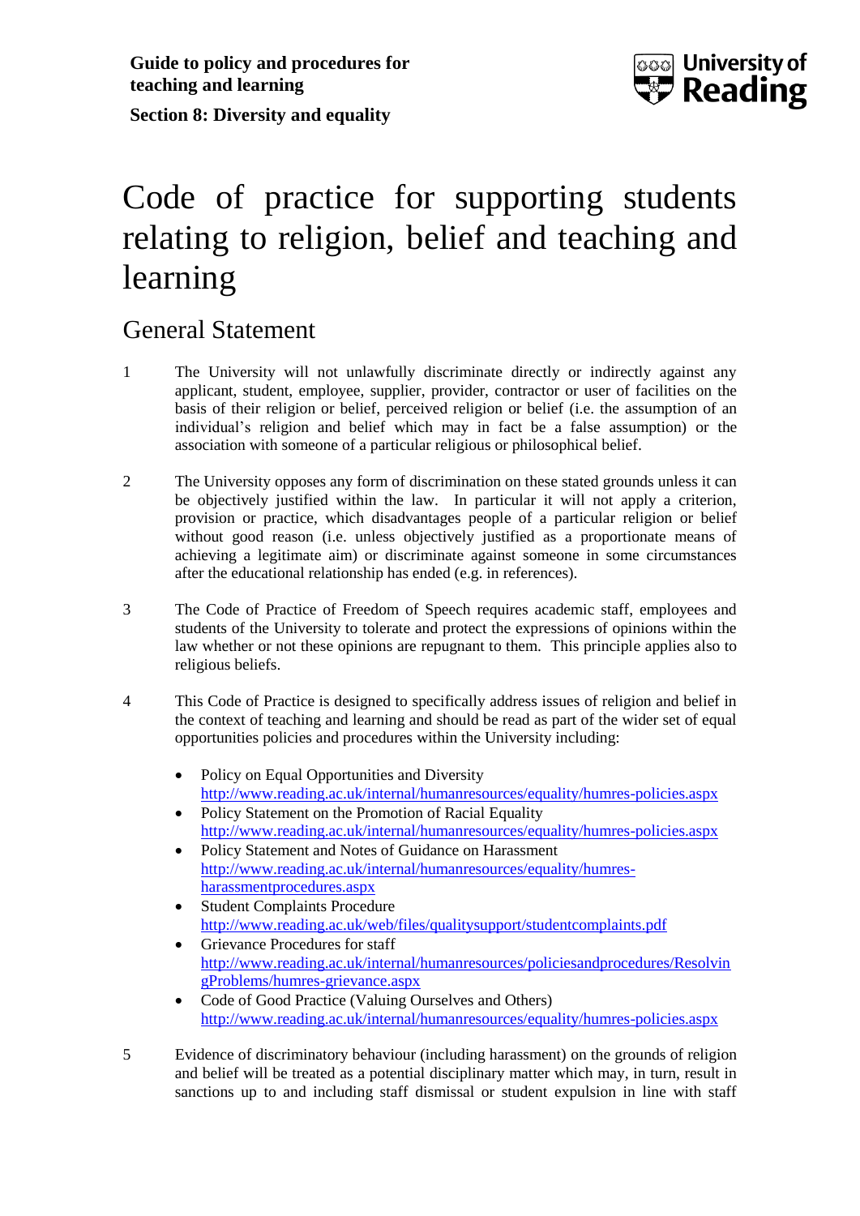**Guide to policy and procedures for teaching and learning**

**Section 8: Diversity and equality**

# Code of practice for supporting students relating to religion, belief and teaching and learning

## General Statement

1 The University will not unlawfully discriminate directly or indirectly against any applicant, student, employee, supplier, provider, contractor or user of facilities on the basis of their religion or belief, perceived religion or belief (i.e. the assumption of an individual's religion and belief which may in fact be a false assumption) or the association with someone of a particular religious or philosophical belief.

2 The University opposes any form of discrimination on these stated grounds unless it can be objectively justified within the law. In particular it will not apply a criterion, provision or practice, which disadvantages people of a particular religion or belief without good reason (i.e. unless objectively justified as a proportionate means of achieving a legitimate aim) or discriminate against someone in some circumstances after the educational relationship has ended (e.g. in references).

3 The Code of Practice of Freedom of Speech requires academic staff, employees and students of the University to tolerate and protect the expressions of opinions within the law whether or not these opinions are repugnant to them. This principle applies also to religious beliefs.

4 This Code of Practice is designed to specifically address issues of religion and belief in the context of teaching and learning and should be read as part of the wider set of equal opportunities policies and procedures within the University including:

- Policy on Equal Opportunities and Diversity
  http://www.reading.ac.uk/internal/humanresources/equality/humres-policies.aspx
- Policy Statement on the Promotion of Racial Equality
  http://www.reading.ac.uk/internal/humanresources/equality/humres-policies.aspx
- Policy Statement and Notes of Guidance on Harassment
  http://www.reading.ac.uk/internal/humanresources/equality/humres-harassmentprocedures.aspx
- Student Complaints Procedure
  http://www.reading.ac.uk/web/files/qualitysupport/studentcomplaints.pdf
- Grievance Procedures for staff
  http://www.reading.ac.uk/internal/humanresources/policiesandprocedures/ResolvingProblems/humres-grievance.aspx
- Code of Good Practice (Valuing Ourselves and Others)
  http://www.reading.ac.uk/internal/humanresources/equality/humres-policies.aspx

5 Evidence of discriminatory behaviour (including harassment) on the grounds of religion and belief will be treated as a potential disciplinary matter which may, in turn, result in sanctions up to and including staff dismissal or student expulsion in line with staff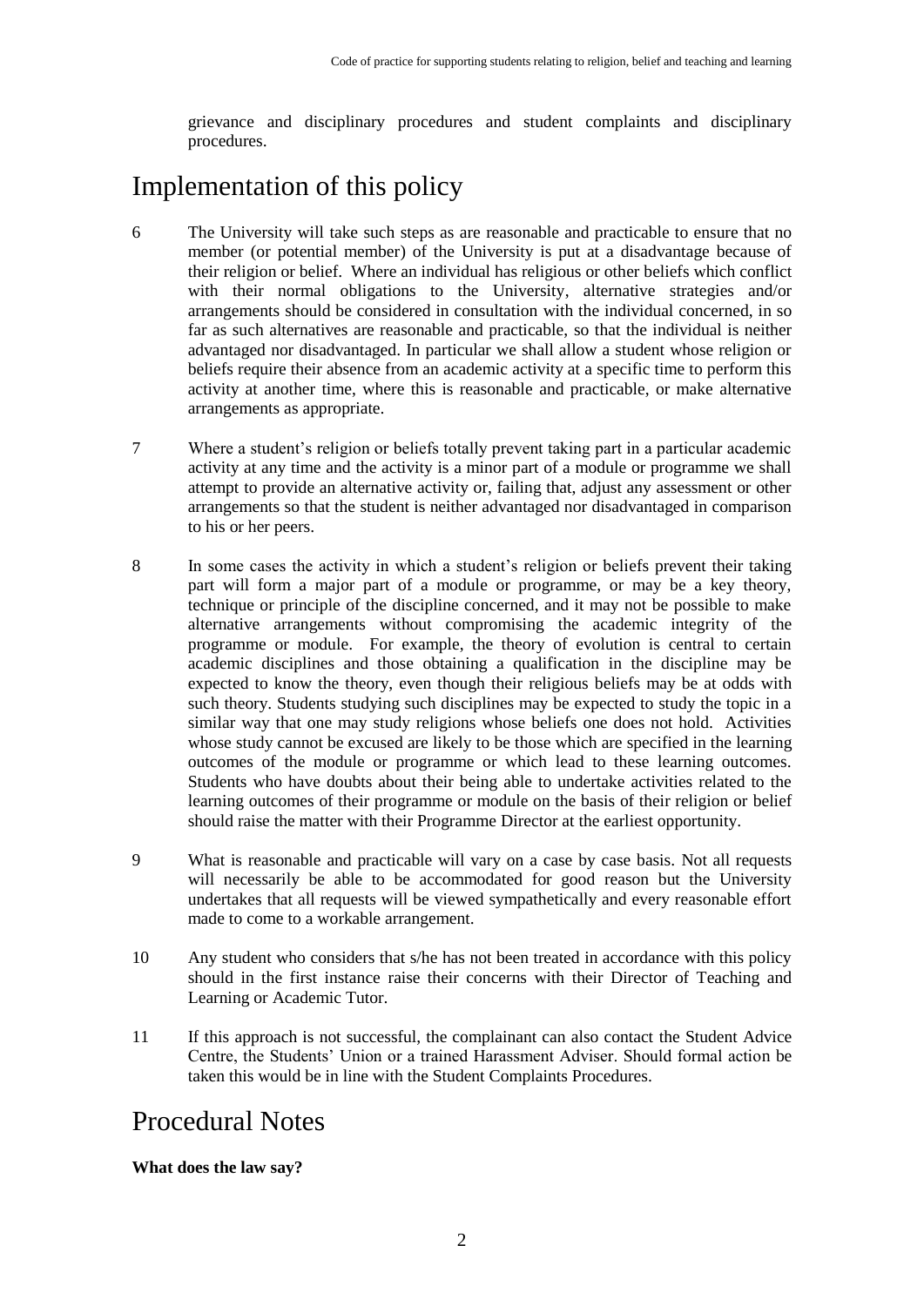grievance and disciplinary procedures and student complaints and disciplinary procedures.

# Implementation of this policy

6 The University will take such steps as are reasonable and practicable to ensure that no member (or potential member) of the University is put at a disadvantage because of their religion or belief. Where an individual has religious or other beliefs which conflict with their normal obligations to the University, alternative strategies and/or arrangements should be considered in consultation with the individual concerned, in so far as such alternatives are reasonable and practicable, so that the individual is neither advantaged nor disadvantaged. In particular we shall allow a student whose religion or beliefs require their absence from an academic activity at a specific time to perform this activity at another time, where this is reasonable and practicable, or make alternative arrangements as appropriate.

7 Where a student's religion or beliefs totally prevent taking part in a particular academic activity at any time and the activity is a minor part of a module or programme we shall attempt to provide an alternative activity or, failing that, adjust any assessment or other arrangements so that the student is neither advantaged nor disadvantaged in comparison to his or her peers.

8 In some cases the activity in which a student's religion or beliefs prevent their taking part will form a major part of a module or programme, or may be a key theory, technique or principle of the discipline concerned, and it may not be possible to make alternative arrangements without compromising the academic integrity of the programme or module. For example, the theory of evolution is central to certain academic disciplines and those obtaining a qualification in the discipline may be expected to know the theory, even though their religious beliefs may be at odds with such theory. Students studying such disciplines may be expected to study the topic in a similar way that one may study religions whose beliefs one does not hold. Activities whose study cannot be excused are likely to be those which are specified in the learning outcomes of the module or programme or which lead to these learning outcomes. Students who have doubts about their being able to undertake activities related to the learning outcomes of their programme or module on the basis of their religion or belief should raise the matter with their Programme Director at the earliest opportunity.

9 What is reasonable and practicable will vary on a case by case basis. Not all requests will necessarily be able to be accommodated for good reason but the University undertakes that all requests will be viewed sympathetically and every reasonable effort made to come to a workable arrangement.

10 Any student who considers that s/he has not been treated in accordance with this policy should in the first instance raise their concerns with their Director of Teaching and Learning or Academic Tutor.

11 If this approach is not successful, the complainant can also contact the Student Advice Centre, the Students' Union or a trained Harassment Adviser. Should formal action be taken this would be in line with the Student Complaints Procedures.

# Procedural Notes

**What does the law say?**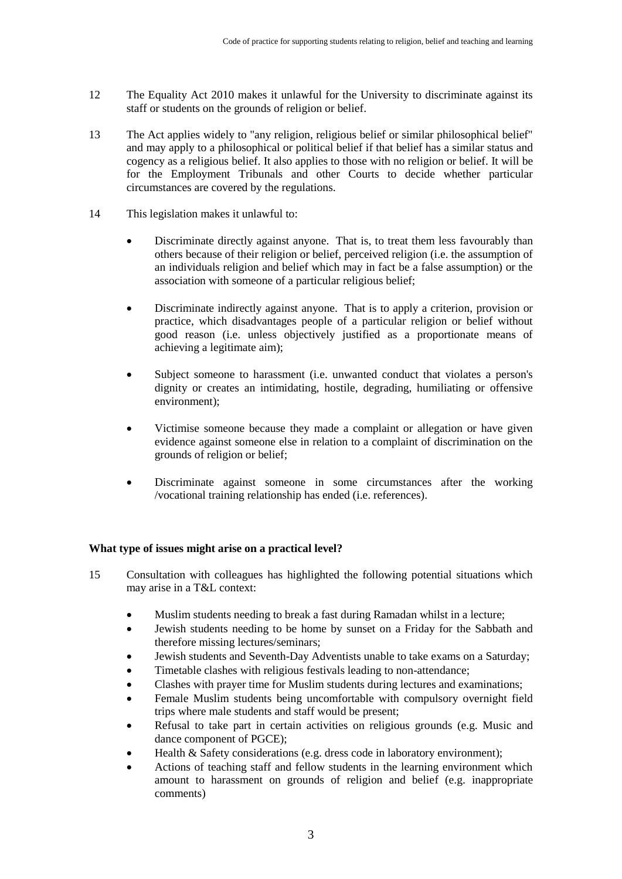12 The Equality Act 2010 makes it unlawful for the University to discriminate against its staff or students on the grounds of religion or belief.

13 The Act applies widely to "any religion, religious belief or similar philosophical belief" and may apply to a philosophical or political belief if that belief has a similar status and cogency as a religious belief. It also applies to those with no religion or belief. It will be for the Employment Tribunals and other Courts to decide whether particular circumstances are covered by the regulations.

14 This legislation makes it unlawful to:

- Discriminate directly against anyone. That is, to treat them less favourably than others because of their religion or belief, perceived religion (i.e. the assumption of an individuals religion and belief which may in fact be a false assumption) or the association with someone of a particular religious belief;
- Discriminate indirectly against anyone. That is to apply a criterion, provision or practice, which disadvantages people of a particular religion or belief without good reason (i.e. unless objectively justified as a proportionate means of achieving a legitimate aim);
- Subject someone to harassment (i.e. unwanted conduct that violates a person's dignity or creates an intimidating, hostile, degrading, humiliating or offensive environment);
- Victimise someone because they made a complaint or allegation or have given evidence against someone else in relation to a complaint of discrimination on the grounds of religion or belief;
- Discriminate against someone in some circumstances after the working /vocational training relationship has ended (i.e. references).

**What type of issues might arise on a practical level?**

15 Consultation with colleagues has highlighted the following potential situations which may arise in a T&L context:

- Muslim students needing to break a fast during Ramadan whilst in a lecture;
- Jewish students needing to be home by sunset on a Friday for the Sabbath and therefore missing lectures/seminars;
- Jewish students and Seventh-Day Adventists unable to take exams on a Saturday;
- Timetable clashes with religious festivals leading to non-attendance;
- Clashes with prayer time for Muslim students during lectures and examinations;
- Female Muslim students being uncomfortable with compulsory overnight field trips where male students and staff would be present;
- Refusal to take part in certain activities on religious grounds (e.g. Music and dance component of PGCE);
- Health & Safety considerations (e.g. dress code in laboratory environment);
- Actions of teaching staff and fellow students in the learning environment which amount to harassment on grounds of religion and belief (e.g. inappropriate comments)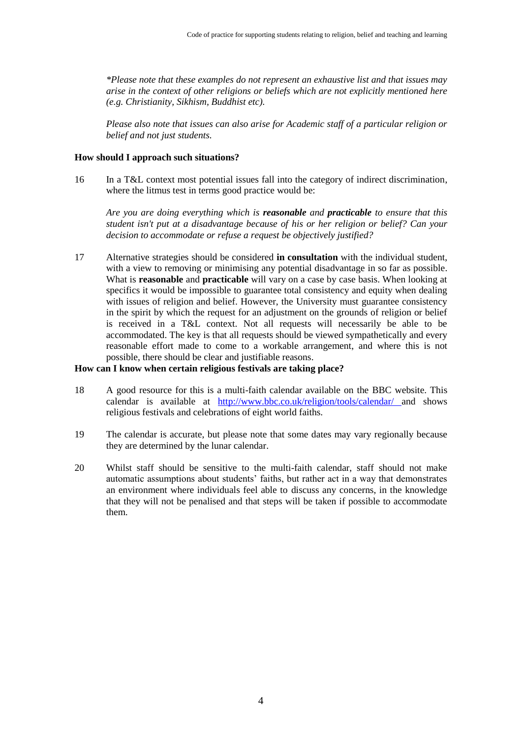*\*Please note that these examples do not represent an exhaustive list and that issues may arise in the context of other religions or beliefs which are not explicitly mentioned here (e.g. Christianity, Sikhism, Buddhist etc).*

*Please also note that issues can also arise for Academic staff of a particular religion or belief and not just students.*

**How should I approach such situations?**

16 In a T&L context most potential issues fall into the category of indirect discrimination, where the litmus test in terms good practice would be:

*Are you are doing everything which is **reasonable** and **practicable** to ensure that this student isn't put at a disadvantage because of his or her religion or belief? Can your decision to accommodate or refuse a request be objectively justified?*

17 Alternative strategies should be considered **in consultation** with the individual student, with a view to removing or minimising any potential disadvantage in so far as possible. What is **reasonable** and **practicable** will vary on a case by case basis. When looking at specifics it would be impossible to guarantee total consistency and equity when dealing with issues of religion and belief. However, the University must guarantee consistency in the spirit by which the request for an adjustment on the grounds of religion or belief is received in a T&L context. Not all requests will necessarily be able to be accommodated. The key is that all requests should be viewed sympathetically and every reasonable effort made to come to a workable arrangement, and where this is not possible, there should be clear and justifiable reasons.

**How can I know when certain religious festivals are taking place?**

18 A good resource for this is a multi-faith calendar available on the BBC website. This calendar is available at [http://www.bbc.co.uk/religion/tools/calendar/](http://www.bbc.co.uk/religion/tools/calendar/) and shows religious festivals and celebrations of eight world faiths.

19 The calendar is accurate, but please note that some dates may vary regionally because they are determined by the lunar calendar.

20 Whilst staff should be sensitive to the multi-faith calendar, staff should not make automatic assumptions about students' faiths, but rather act in a way that demonstrates an environment where individuals feel able to discuss any concerns, in the knowledge that they will not be penalised and that steps will be taken if possible to accommodate them.